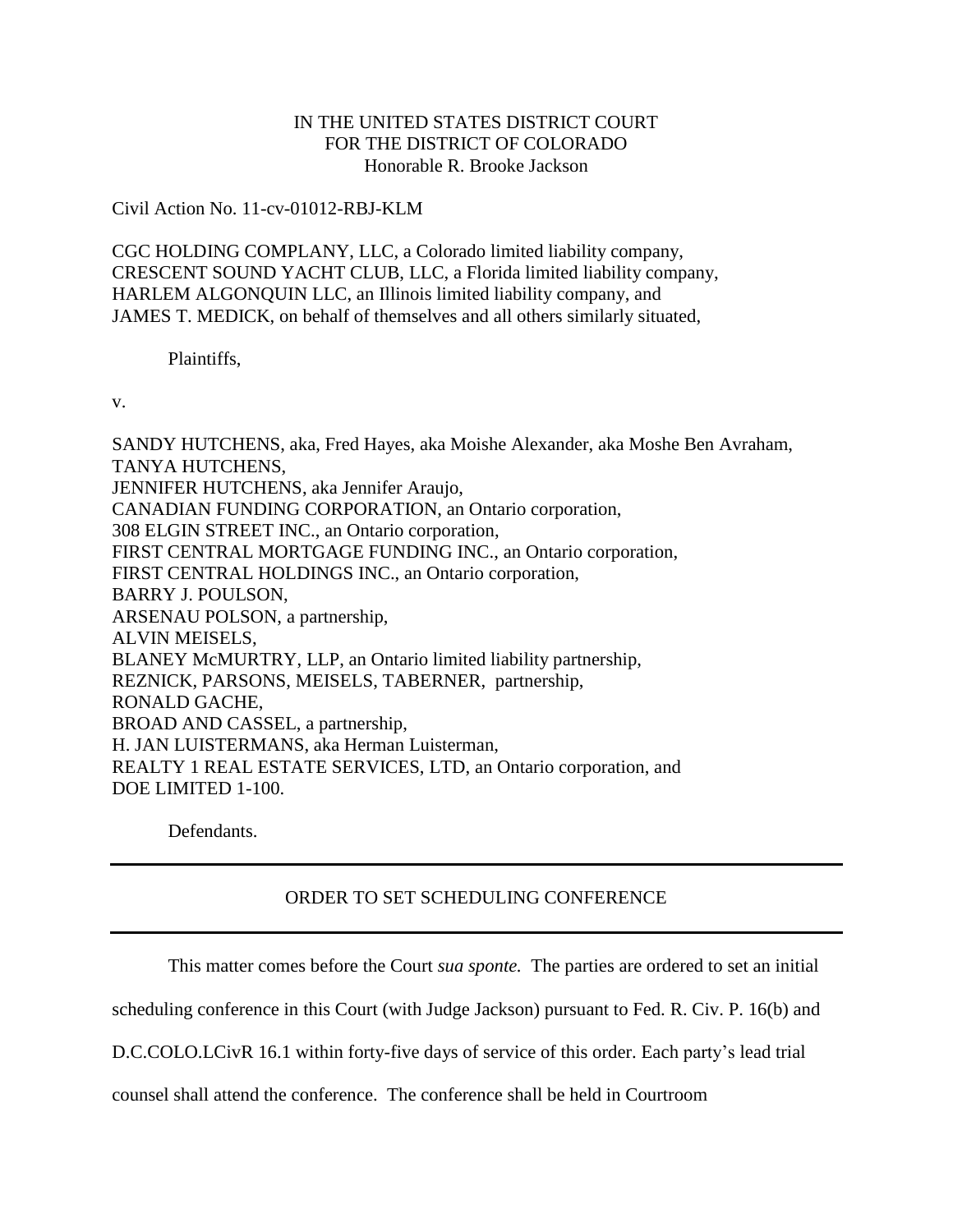IN THE UNITED STATES DISTRICT COURT
FOR THE DISTRICT OF COLORADO
Honorable R. Brooke Jackson

Civil Action No. 11-cv-01012-RBJ-KLM

CGC HOLDING COMPLANY, LLC, a Colorado limited liability company,
CRESCENT SOUND YACHT CLUB, LLC, a Florida limited liability company,
HARLEM ALGONQUIN LLC, an Illinois limited liability company, and
JAMES T. MEDICK, on behalf of themselves and all others similarly situated,

Plaintiffs,

v.

SANDY HUTCHENS, aka, Fred Hayes, aka Moishe Alexander, aka Moshe Ben Avraham,
TANYA HUTCHENS,
JENNIFER HUTCHENS, aka Jennifer Araujo,
CANADIAN FUNDING CORPORATION, an Ontario corporation,
308 ELGIN STREET INC., an Ontario corporation,
FIRST CENTRAL MORTGAGE FUNDING INC., an Ontario corporation,
FIRST CENTRAL HOLDINGS INC., an Ontario corporation,
BARRY J. POULSON,
ARSENAU POLSON, a partnership,
ALVIN MEISELS,
BLANEY McMURTRY, LLP, an Ontario limited liability partnership,
REZNICK, PARSONS, MEISELS, TABERNER, partnership,
RONALD GACHE,
BROAD AND CASSEL, a partnership,
H. JAN LUISTERMANS, aka Herman Luisterman,
REALTY 1 REAL ESTATE SERVICES, LTD, an Ontario corporation, and
DOE LIMITED 1-100.

Defendants.

---

ORDER TO SET SCHEDULING CONFERENCE

---

This matter comes before the Court *sua sponte.* The parties are ordered to set an initial scheduling conference in this Court (with Judge Jackson) pursuant to Fed. R. Civ. P. 16(b) and D.C.COLO.LCivR 16.1 within forty-five days of service of this order. Each party's lead trial counsel shall attend the conference. The conference shall be held in Courtroom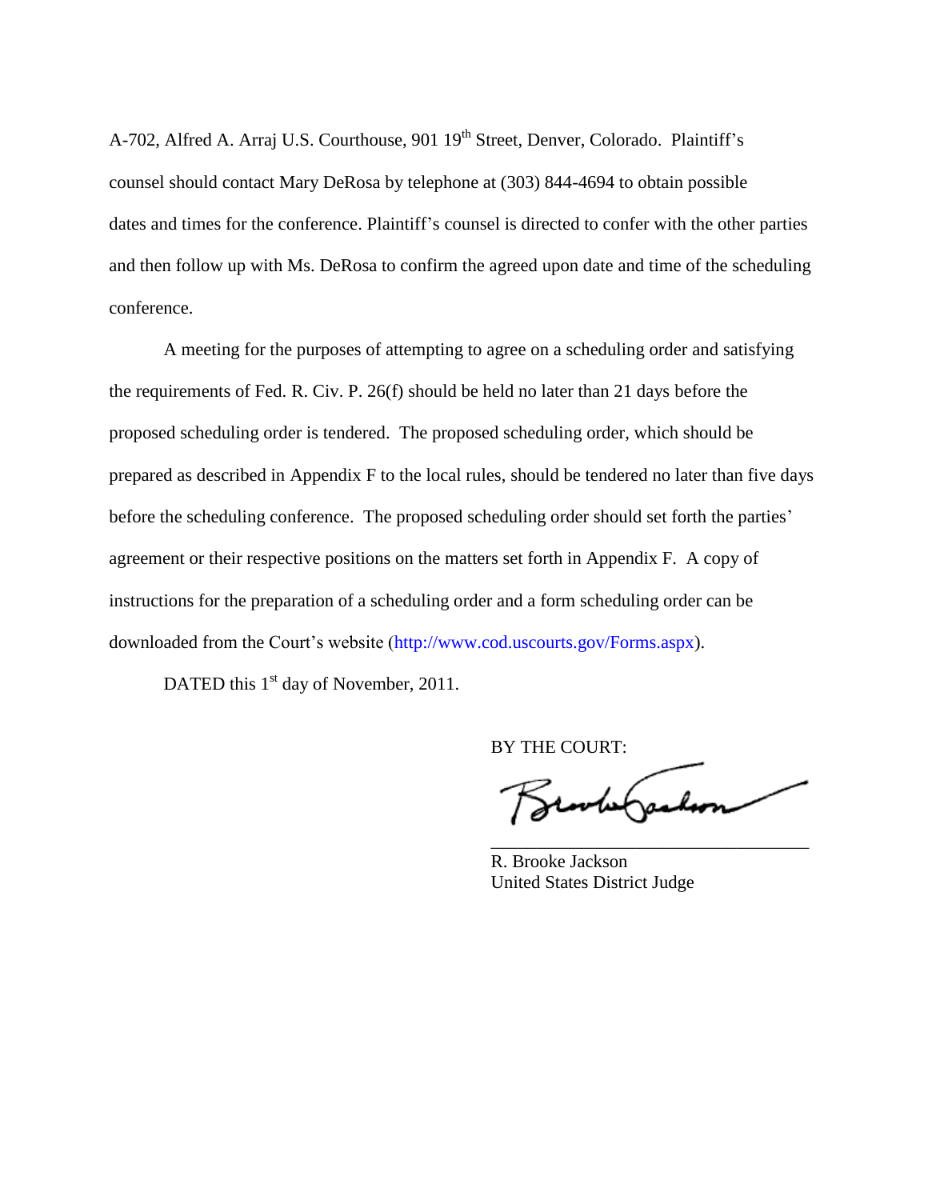A-702, Alfred A. Arraj U.S. Courthouse, 901 19th Street, Denver, Colorado. Plaintiff's counsel should contact Mary DeRosa by telephone at (303) 844-4694 to obtain possible dates and times for the conference. Plaintiff's counsel is directed to confer with the other parties and then follow up with Ms. DeRosa to confirm the agreed upon date and time of the scheduling conference.

A meeting for the purposes of attempting to agree on a scheduling order and satisfying the requirements of Fed. R. Civ. P. 26(f) should be held no later than 21 days before the proposed scheduling order is tendered. The proposed scheduling order, which should be prepared as described in Appendix F to the local rules, should be tendered no later than five days before the scheduling conference. The proposed scheduling order should set forth the parties' agreement or their respective positions on the matters set forth in Appendix F. A copy of instructions for the preparation of a scheduling order and a form scheduling order can be downloaded from the Court's website (http://www.cod.uscourts.gov/Forms.aspx).

DATED this 1st day of November, 2011.

BY THE COURT:

R. Brooke Jackson
United States District Judge